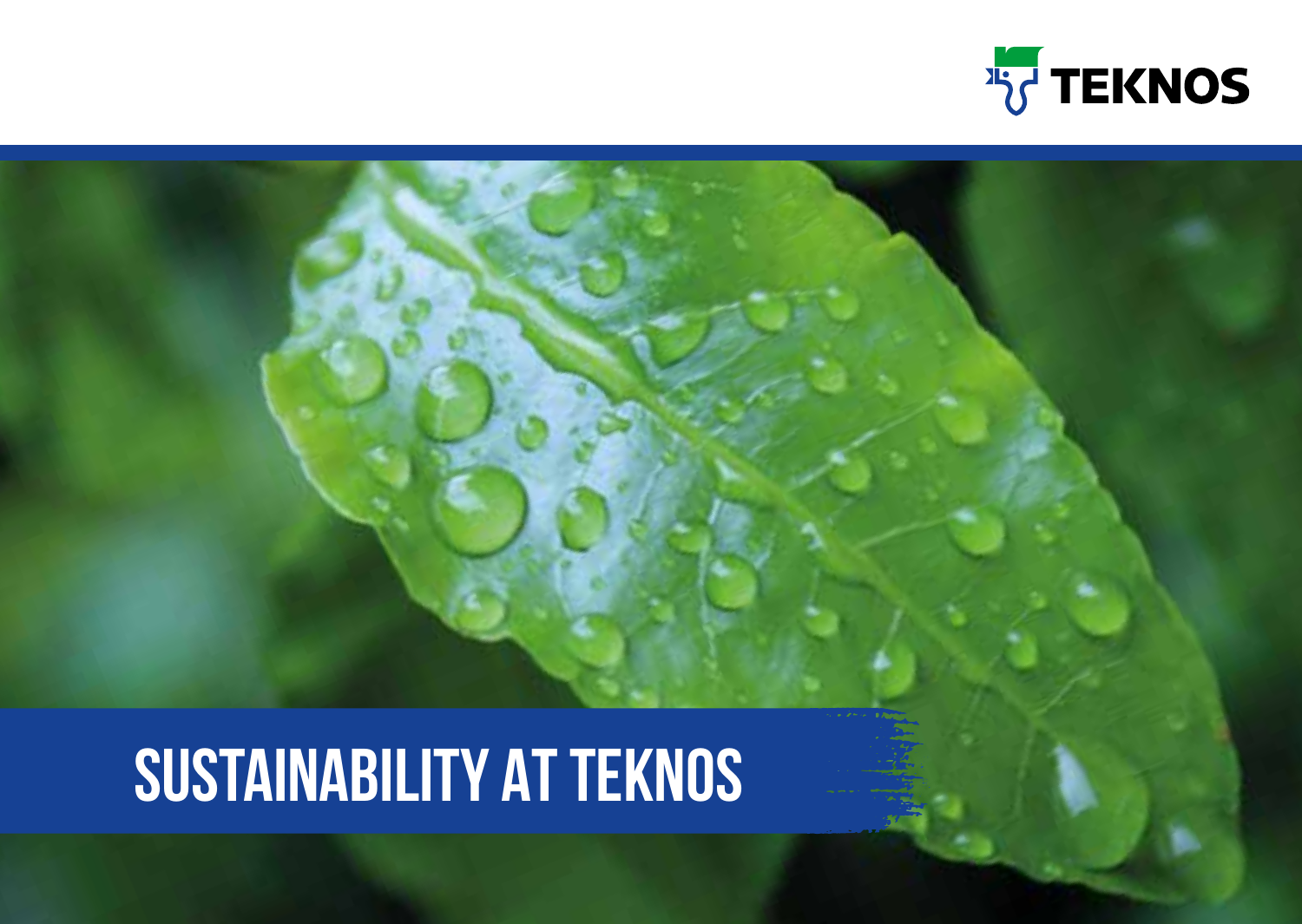TEKNOS

# SUSTAINABILITY AT TEKNOS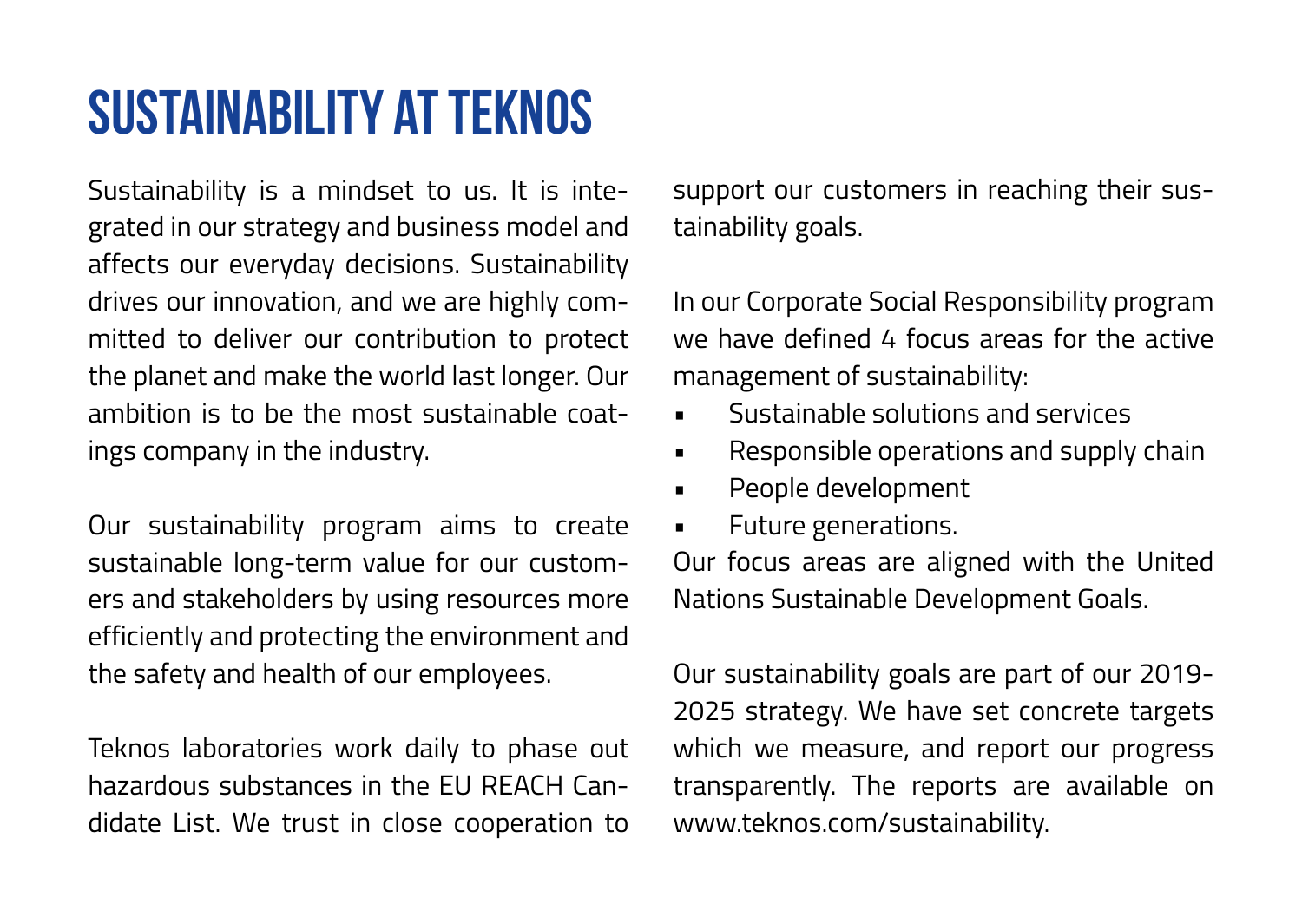# SUSTAINABILITY AT TEKNOS

Sustainability is a mindset to us. It is integrated in our strategy and business model and affects our everyday decisions. Sustainability drives our innovation, and we are highly committed to deliver our contribution to protect the planet and make the world last longer. Our ambition is to be the most sustainable coatings company in the industry.

Our sustainability program aims to create sustainable long-term value for our customers and stakeholders by using resources more efficiently and protecting the environment and the safety and health of our employees.

Teknos laboratories work daily to phase out hazardous substances in the EU REACH Candidate List. We trust in close cooperation to support our customers in reaching their sustainability goals.

In our Corporate Social Responsibility program we have defined 4 focus areas for the active management of sustainability:

- Sustainable solutions and services
- Responsible operations and supply chain
- People development
- Future generations.

Our focus areas are aligned with the United Nations Sustainable Development Goals.

Our sustainability goals are part of our 2019-2025 strategy. We have set concrete targets which we measure, and report our progress transparently. The reports are available on www.teknos.com/sustainability.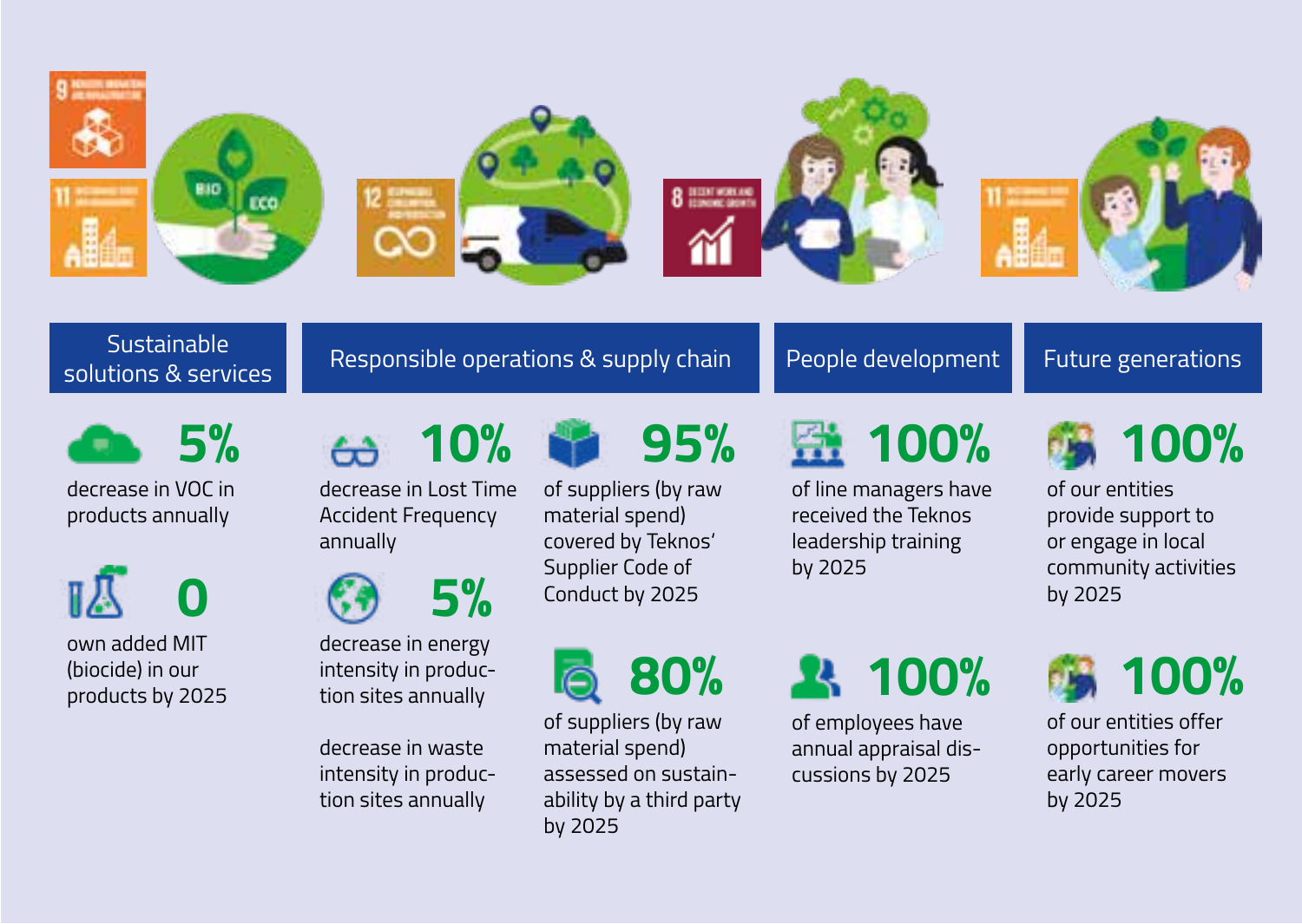## Sustainable solutions & services

**5%**

decrease in VOC in products annually

**0**

own added MIT (biocide) in our products by 2025

## Responsible operations & supply chain

**10%**

decrease in Lost Time Accident Frequency annually

**5%**

decrease in energy intensity in production sites annually

decrease in waste intensity in production sites annually

**95%**

of suppliers (by raw material spend) covered by Teknos' Supplier Code of Conduct by 2025

**80%**

of suppliers (by raw material spend) assessed on sustainability by a third party by 2025

## People development

**100%**

of line managers have received the Teknos leadership training by 2025

**100%**

of employees have annual appraisal discussions by 2025

## Future generations

**100%**

of our entities provide support to or engage in local community activities by 2025

**100%**

of our entities offer opportunities for early career movers by 2025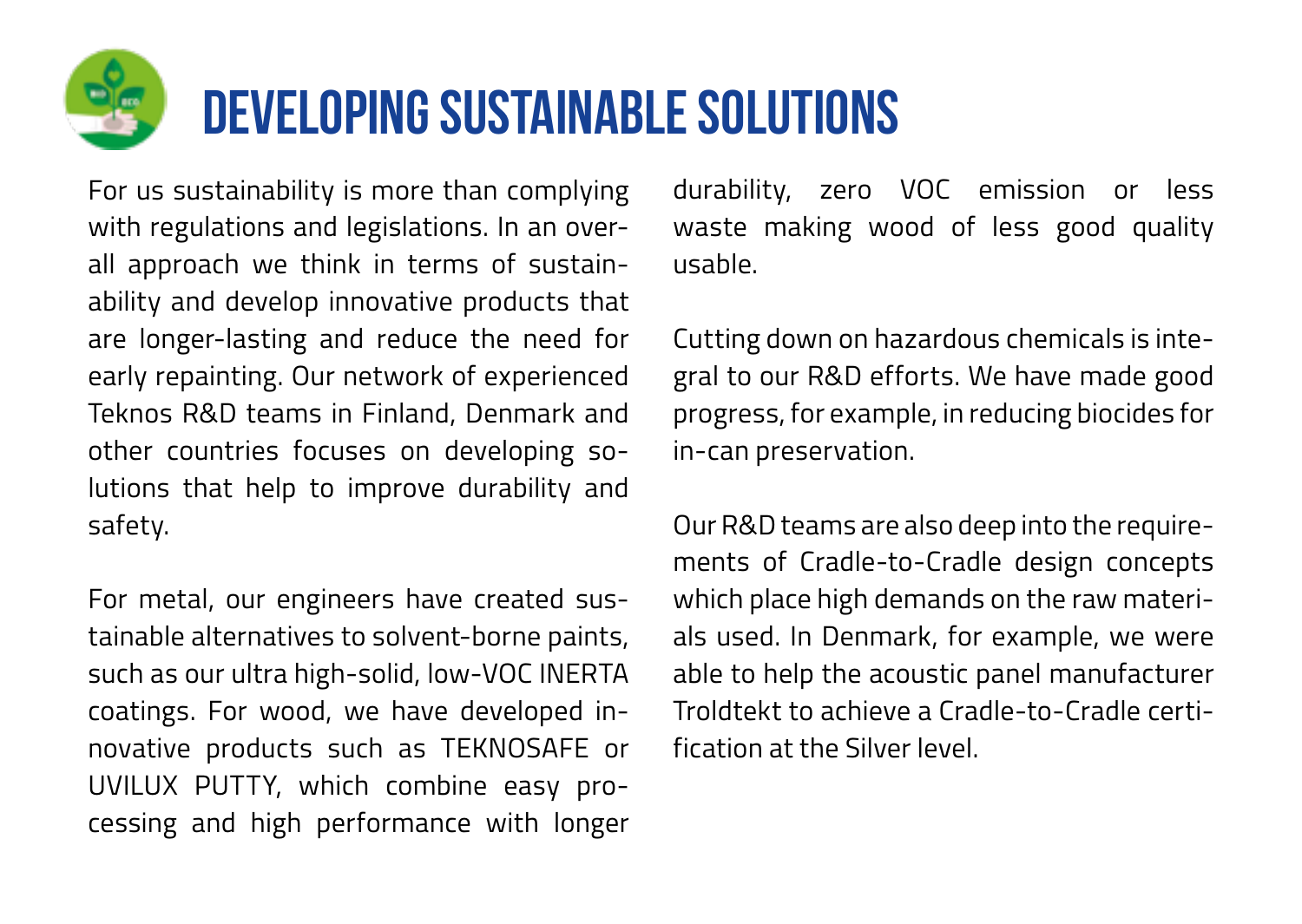# DEVELOPING SUSTAINABLE SOLUTIONS

For us sustainability is more than complying with regulations and legislations. In an overall approach we think in terms of sustainability and develop innovative products that are longer-lasting and reduce the need for early repainting. Our network of experienced Teknos R&D teams in Finland, Denmark and other countries focuses on developing solutions that help to improve durability and safety.

For metal, our engineers have created sustainable alternatives to solvent-borne paints, such as our ultra high-solid, low-VOC INERTA coatings. For wood, we have developed innovative products such as TEKNOSAFE or UVILUX PUTTY, which combine easy processing and high performance with longer durability, zero VOC emission or less waste making wood of less good quality usable.

Cutting down on hazardous chemicals is integral to our R&D efforts. We have made good progress, for example, in reducing biocides for in-can preservation.

Our R&D teams are also deep into the requirements of Cradle-to-Cradle design concepts which place high demands on the raw materials used. In Denmark, for example, we were able to help the acoustic panel manufacturer Troldtekt to achieve a Cradle-to-Cradle certification at the Silver level.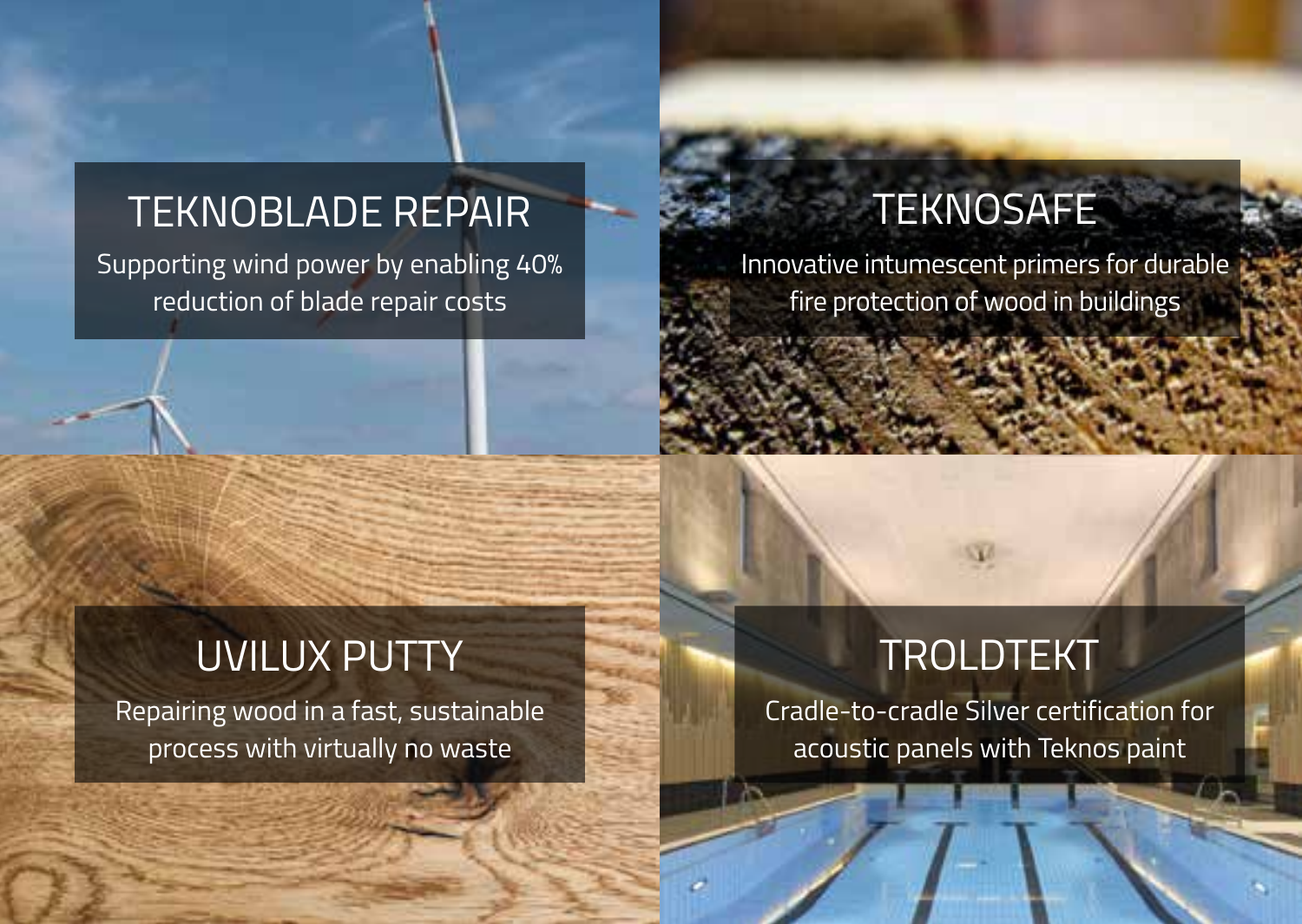## TEKNOBLADE REPAIR

Supporting wind power by enabling 40% reduction of blade repair costs

## TEKNOSAFE

Innovative intumescent primers for durable fire protection of wood in buildings

## UVILUX PUTTY

Repairing wood in a fast, sustainable process with virtually no waste

## TROLDTEKT

Cradle-to-cradle Silver certification for acoustic panels with Teknos paint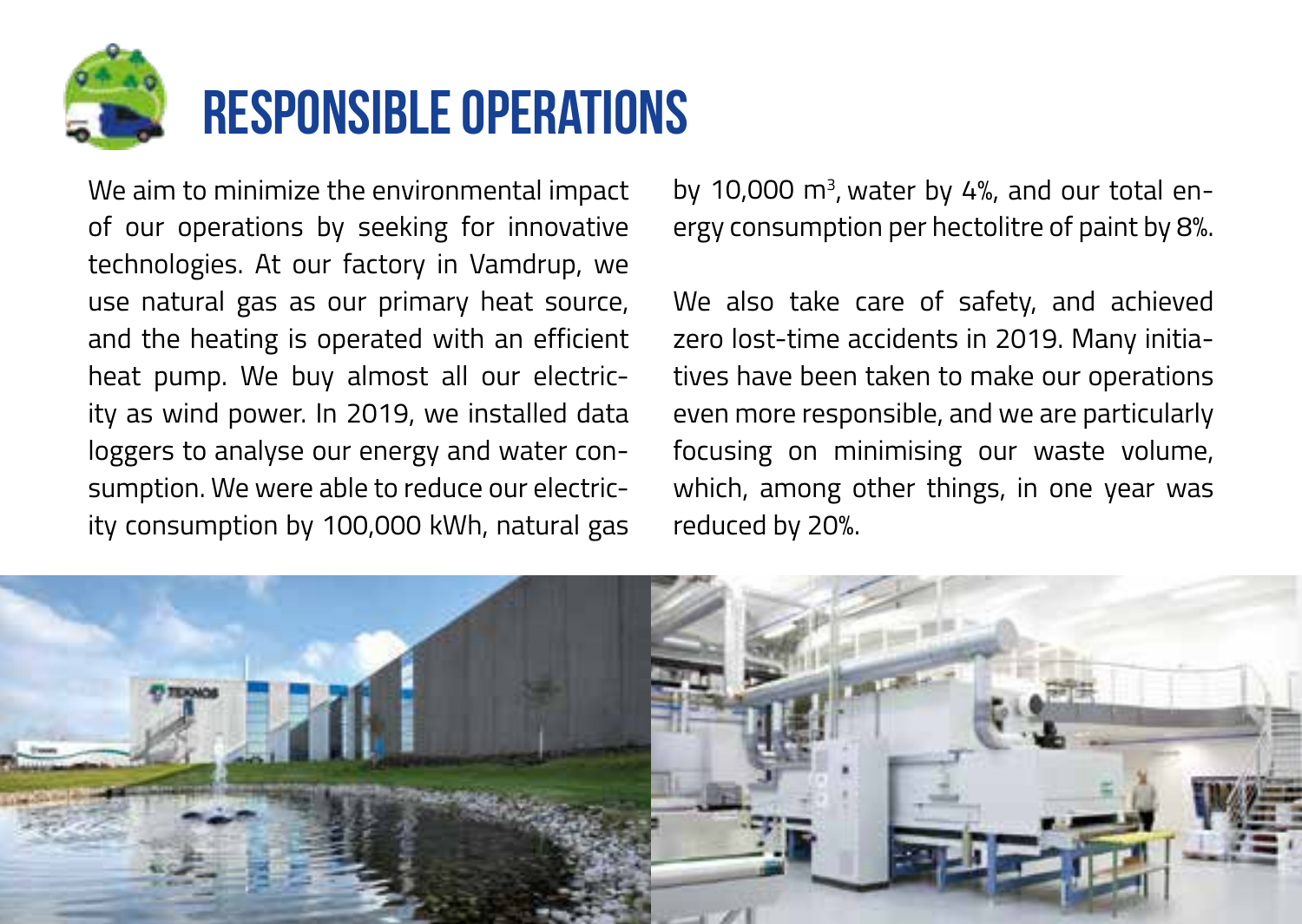# RESPONSIBLE OPERATIONS

We aim to minimize the environmental impact of our operations by seeking for innovative technologies. At our factory in Vamdrup, we use natural gas as our primary heat source, and the heating is operated with an efficient heat pump. We buy almost all our electricity as wind power. In 2019, we installed data loggers to analyse our energy and water consumption. We were able to reduce our electricity consumption by 100,000 kWh, natural gas by 10,000 $m^3$, water by 4%, and our total energy consumption per hectolitre of paint by 8%.

We also take care of safety, and achieved zero lost-time accidents in 2019. Many initiatives have been taken to make our operations even more responsible, and we are particularly focusing on minimising our waste volume, which, among other things, in one year was reduced by 20%.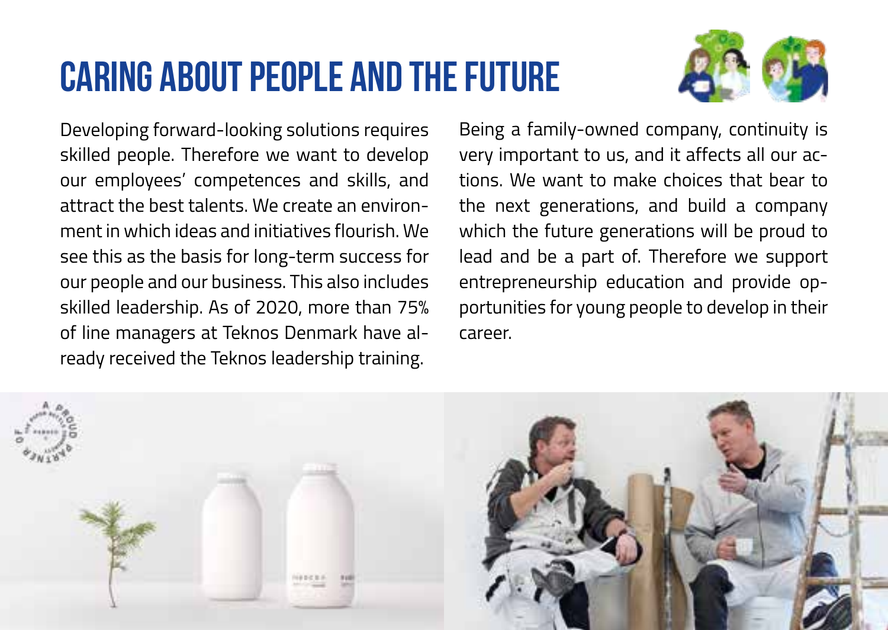# CARING ABOUT PEOPLE AND THE FUTURE

Developing forward-looking solutions requires skilled people. Therefore we want to develop our employees' competences and skills, and attract the best talents. We create an environment in which ideas and initiatives flourish. We see this as the basis for long-term success for our people and our business. This also includes skilled leadership. As of 2020, more than 75% of line managers at Teknos Denmark have already received the Teknos leadership training.

Being a family-owned company, continuity is very important to us, and it affects all our actions. We want to make choices that bear to the next generations, and build a company which the future generations will be proud to lead and be a part of. Therefore we support entrepreneurship education and provide opportunities for young people to develop in their career.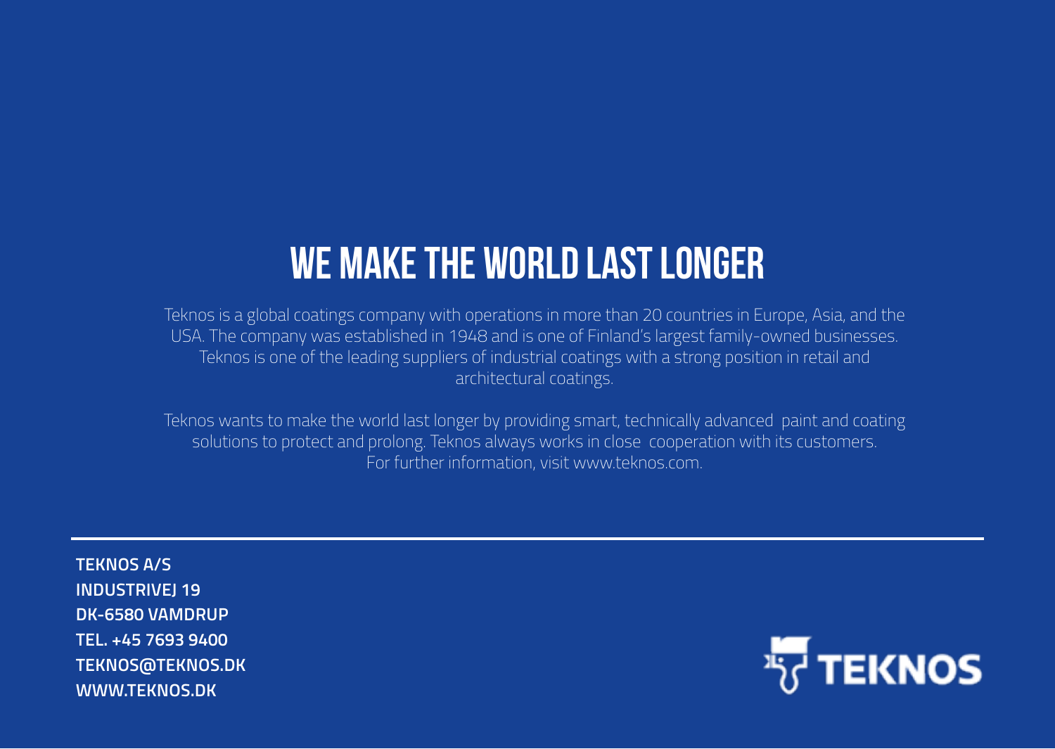# WE MAKE THE WORLD LAST LONGER

Teknos is a global coatings company with operations in more than 20 countries in Europe, Asia, and the USA. The company was established in 1948 and is one of Finland's largest family-owned businesses. Teknos is one of the leading suppliers of industrial coatings with a strong position in retail and architectural coatings.

Teknos wants to make the world last longer by providing smart, technically advanced paint and coating solutions to protect and prolong. Teknos always works in close cooperation with its customers. For further information, visit www.teknos.com.

**TEKNOS A/S**
**INDUSTRIVEJ 19**
**DK-6580 VAMDRUP**
**TEL. +45 7693 9400**
**TEKNOS@TEKNOS.DK**
**WWW.TEKNOS.DK**

TEKNOS